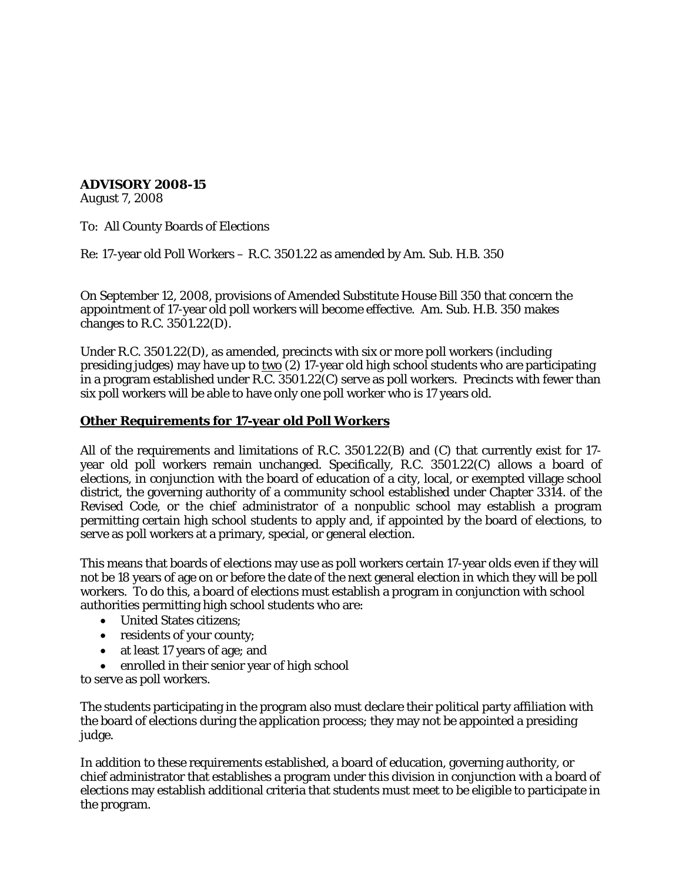**ADVISORY 2008-15**
August 7, 2008

To: All County Boards of Elections

Re: 17-year old Poll Workers – R.C. 3501.22 as amended by Am. Sub. H.B. 350

On September 12, 2008, provisions of Amended Substitute House Bill 350 that concern the appointment of 17-year old poll workers will become effective. Am. Sub. H.B. 350 makes changes to R.C. 3501.22(D).

Under R.C. 3501.22(D), as amended, precincts with six or more poll workers (including presiding judges) may have up to <u>two</u> (2) 17-year old high school students who are participating in a program established under R.C. 3501.22(C) serve as poll workers. Precincts with fewer than six poll workers will be able to have only one poll worker who is 17 years old.

## **<u>Other Requirements for 17-year old Poll Workers</u>**

All of the requirements and limitations of R.C. 3501.22(B) and (C) that currently exist for 17-year old poll workers remain unchanged. Specifically, R.C. 3501.22(C) allows a board of elections, in conjunction with the board of education of a city, local, or exempted village school district, the governing authority of a community school established under Chapter 3314. of the Revised Code, or the chief administrator of a nonpublic school may establish a program permitting certain high school students to apply and, if appointed by the board of elections, to serve as poll workers at a primary, special, or general election.

This means that boards of elections may use as poll workers certain 17-year olds even if they will not be 18 years of age on or before the date of the next general election in which they will be poll workers. To do this, a board of elections must establish a program in conjunction with school authorities permitting high school students who are:

- United States citizens;
- residents of your county;
- at least 17 years of age; and
- enrolled in their senior year of high school

to serve as poll workers.

The students participating in the program also must declare their political party affiliation with the board of elections during the application process; they may not be appointed a presiding judge.

In addition to these requirements established, a board of education, governing authority, or chief administrator that establishes a program under this division in conjunction with a board of elections may establish additional criteria that students must meet to be eligible to participate in the program.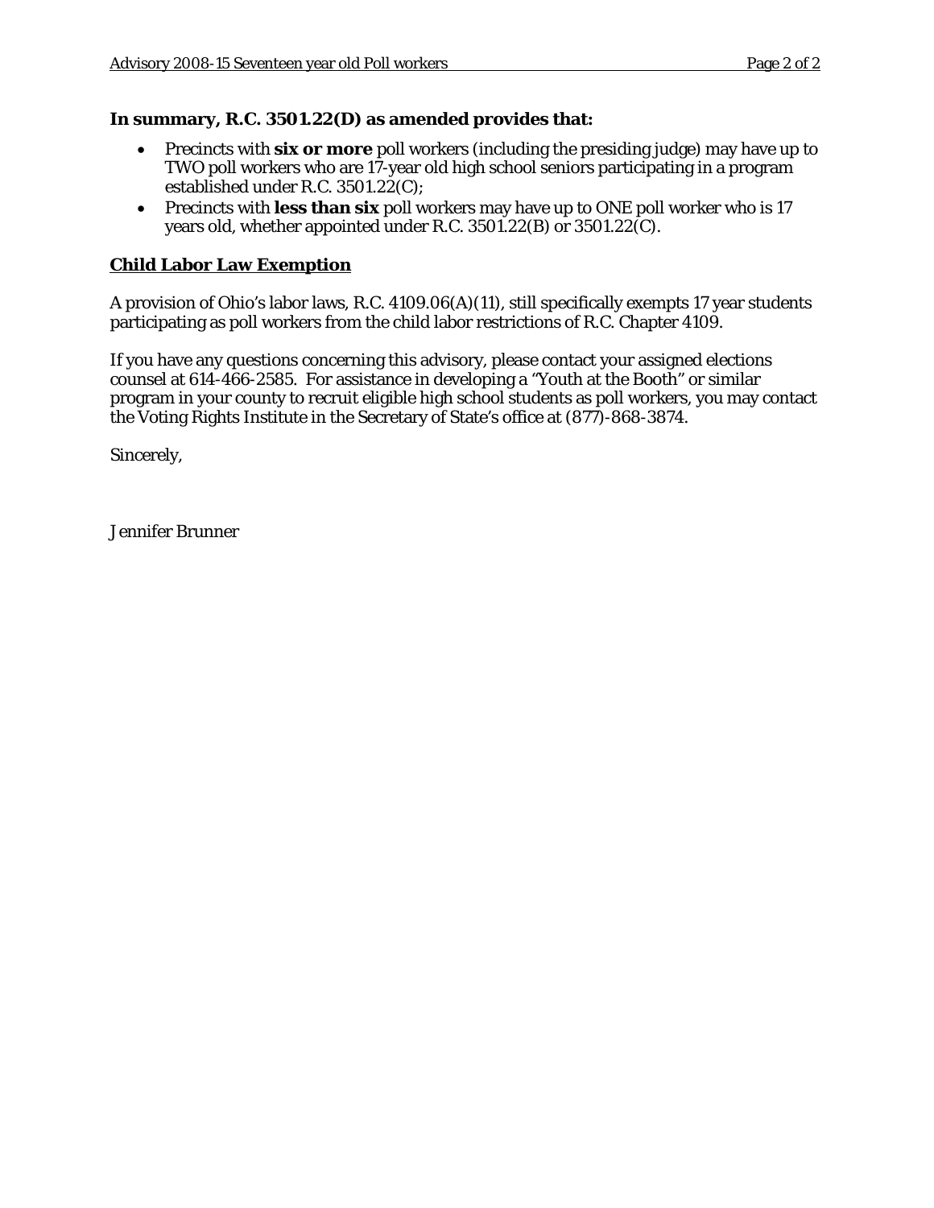**In summary, R.C. 3501.22(D) as amended provides that:**

- Precincts with **six or more** poll workers (including the presiding judge) may have up to TWO poll workers who are 17-year old high school seniors participating in a program established under R.C. 3501.22(C);
- Precincts with **less than six** poll workers may have up to ONE poll worker who is 17 years old, whether appointed under R.C. 3501.22(B) or 3501.22(C).

**Child Labor Law Exemption**

A provision of Ohio's labor laws, R.C. 4109.06(A)(11), still specifically exempts 17 year students participating as poll workers from the child labor restrictions of R.C. Chapter 4109.

If you have any questions concerning this advisory, please contact your assigned elections counsel at 614-466-2585. For assistance in developing a "Youth at the Booth" or similar program in your county to recruit eligible high school students as poll workers, you may contact the Voting Rights Institute in the Secretary of State's office at (877)-868-3874.

Sincerely,

Jennifer Brunner